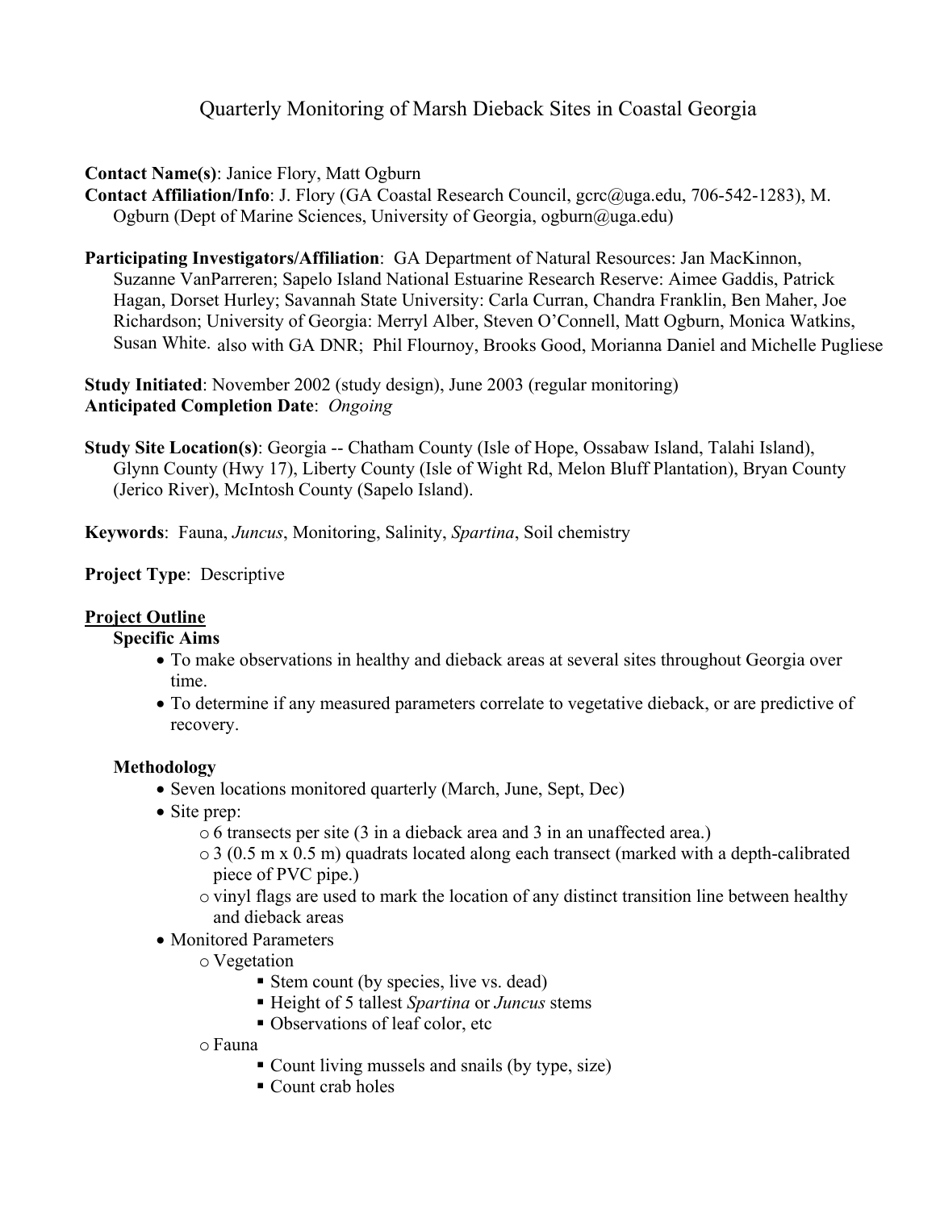// Quarterly Monitoring of Marsh Dieback Sites in Coastal Georgia

**Contact Name(s)**: Janice Flory, Matt Ogburn

**Contact Affiliation/Info**: J. Flory (GA Coastal Research Council, gcrc@uga.edu, 706-542-1283), M. Ogburn (Dept of Marine Sciences, University of Georgia, ogburn@uga.edu)

**Participating Investigators/Affiliation**: GA Department of Natural Resources: Jan MacKinnon, Suzanne VanParreren; Sapelo Island National Estuarine Research Reserve: Aimee Gaddis, Patrick Hagan, Dorset Hurley; Savannah State University: Carla Curran, Chandra Franklin, Ben Maher, Joe Richardson; University of Georgia: Merryl Alber, Steven O'Connell, Matt Ogburn, Monica Watkins, Susan White. also with GA DNR; Phil Flournoy, Brooks Good, Morianna Daniel and Michelle Pugliese

**Study Initiated**: November 2002 (study design), June 2003 (regular monitoring)

**Anticipated Completion Date**: *Ongoing*

**Study Site Location(s)**: Georgia -- Chatham County (Isle of Hope, Ossabaw Island, Talahi Island), Glynn County (Hwy 17), Liberty County (Isle of Wight Rd, Melon Bluff Plantation), Bryan County (Jerico River), McIntosh County (Sapelo Island).

**Keywords**: Fauna, *Juncus*, Monitoring, Salinity, *Spartina*, Soil chemistry

**Project Type**: Descriptive

## Project Outline

### Specific Aims

- To make observations in healthy and dieback areas at several sites throughout Georgia over time.
- To determine if any measured parameters correlate to vegetative dieback, or are predictive of recovery.

### Methodology

- Seven locations monitored quarterly (March, June, Sept, Dec)
- Site prep:
  - 6 transects per site (3 in a dieback area and 3 in an unaffected area.)
  - 3 (0.5 m x 0.5 m) quadrats located along each transect (marked with a depth-calibrated piece of PVC pipe.)
  - vinyl flags are used to mark the location of any distinct transition line between healthy and dieback areas
- Monitored Parameters
  - Vegetation
    - Stem count (by species, live vs. dead)
    - Height of 5 tallest *Spartina* or *Juncus* stems
    - Observations of leaf color, etc
  - Fauna
    - Count living mussels and snails (by type, size)
    - Count crab holes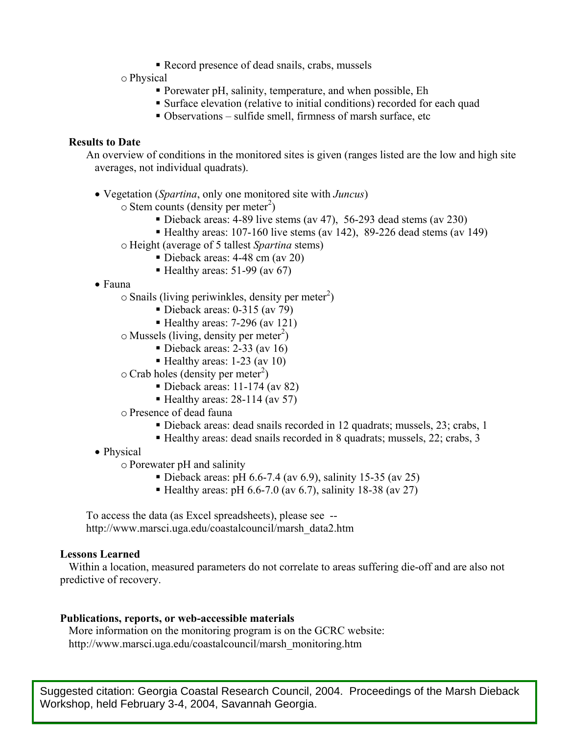- Record presence of dead snails, crabs, mussels
- Physical
  - Porewater pH, salinity, temperature, and when possible, Eh
  - Surface elevation (relative to initial conditions) recorded for each quad
  - Observations – sulfide smell, firmness of marsh surface, etc

**Results to Date**

An overview of conditions in the monitored sites is given (ranges listed are the low and high site averages, not individual quadrats).

- Vegetation (*Spartina*, only one monitored site with *Juncus*)
  - Stem counts (density per meter$^2$)
    - Dieback areas: 4-89 live stems (av 47), 56-293 dead stems (av 230)
    - Healthy areas: 107-160 live stems (av 142), 89-226 dead stems (av 149)
  - Height (average of 5 tallest *Spartina* stems)
    - Dieback areas: 4-48 cm (av 20)
    - Healthy areas: 51-99 (av 67)
- Fauna
  - Snails (living periwinkles, density per meter$^2$)
    - Dieback areas: 0-315 (av 79)
    - Healthy areas: 7-296 (av 121)
  - Mussels (living, density per meter$^2$)
    - Dieback areas: 2-33 (av 16)
    - Healthy areas: 1-23 (av 10)
  - Crab holes (density per meter$^2$)
    - Dieback areas: 11-174 (av 82)
    - Healthy areas: 28-114 (av 57)
  - Presence of dead fauna
    - Dieback areas: dead snails recorded in 12 quadrats; mussels, 23; crabs, 1
    - Healthy areas: dead snails recorded in 8 quadrats; mussels, 22; crabs, 3
- Physical
  - Porewater pH and salinity
    - Dieback areas: pH 6.6-7.4 (av 6.9), salinity 15-35 (av 25)
    - Healthy areas: pH 6.6-7.0 (av 6.7), salinity 18-38 (av 27)

To access the data (as Excel spreadsheets), please see --
http://www.marsci.uga.edu/coastalcouncil/marsh_data2.htm

**Lessons Learned**

Within a location, measured parameters do not correlate to areas suffering die-off and are also not predictive of recovery.

**Publications, reports, or web-accessible materials**

More information on the monitoring program is on the GCRC website:
http://www.marsci.uga.edu/coastalcouncil/marsh_monitoring.htm

Suggested citation: Georgia Coastal Research Council, 2004. Proceedings of the Marsh Dieback Workshop, held February 3-4, 2004, Savannah Georgia.